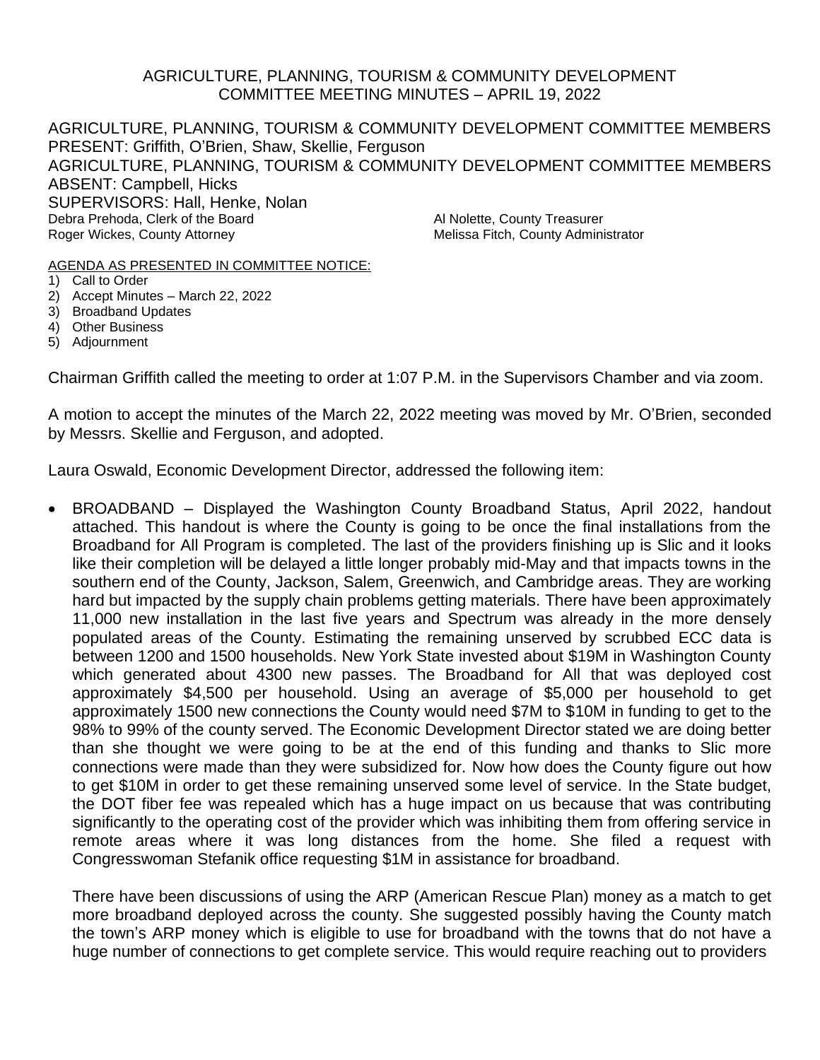AGRICULTURE, PLANNING, TOURISM & COMMUNITY DEVELOPMENT
COMMITTEE MEETING MINUTES – APRIL 19, 2022

AGRICULTURE, PLANNING, TOURISM & COMMUNITY DEVELOPMENT COMMITTEE MEMBERS PRESENT: Griffith, O'Brien, Shaw, Skellie, Ferguson
AGRICULTURE, PLANNING, TOURISM & COMMUNITY DEVELOPMENT COMMITTEE MEMBERS ABSENT: Campbell, Hicks
SUPERVISORS: Hall, Henke, Nolan
Debra Prehoda, Clerk of the Board
Al Nolette, County Treasurer
Roger Wickes, County Attorney
Melissa Fitch, County Administrator

AGENDA AS PRESENTED IN COMMITTEE NOTICE:

1) Call to Order
2) Accept Minutes – March 22, 2022
3) Broadband Updates
4) Other Business
5) Adjournment

Chairman Griffith called the meeting to order at 1:07 P.M. in the Supervisors Chamber and via zoom.

A motion to accept the minutes of the March 22, 2022 meeting was moved by Mr. O'Brien, seconded by Messrs. Skellie and Ferguson, and adopted.

Laura Oswald, Economic Development Director, addressed the following item:

- BROADBAND – Displayed the Washington County Broadband Status, April 2022, handout attached. This handout is where the County is going to be once the final installations from the Broadband for All Program is completed. The last of the providers finishing up is Slic and it looks like their completion will be delayed a little longer probably mid-May and that impacts towns in the southern end of the County, Jackson, Salem, Greenwich, and Cambridge areas. They are working hard but impacted by the supply chain problems getting materials. There have been approximately 11,000 new installation in the last five years and Spectrum was already in the more densely populated areas of the County. Estimating the remaining unserved by scrubbed ECC data is between 1200 and 1500 households. New York State invested about $19M in Washington County which generated about 4300 new passes. The Broadband for All that was deployed cost approximately $4,500 per household. Using an average of $5,000 per household to get approximately 1500 new connections the County would need $7M to $10M in funding to get to the 98% to 99% of the county served. The Economic Development Director stated we are doing better than she thought we were going to be at the end of this funding and thanks to Slic more connections were made than they were subsidized for. Now how does the County figure out how to get $10M in order to get these remaining unserved some level of service. In the State budget, the DOT fiber fee was repealed which has a huge impact on us because that was contributing significantly to the operating cost of the provider which was inhibiting them from offering service in remote areas where it was long distances from the home. She filed a request with Congresswoman Stefanik office requesting $1M in assistance for broadband.

  There have been discussions of using the ARP (American Rescue Plan) money as a match to get more broadband deployed across the county. She suggested possibly having the County match the town's ARP money which is eligible to use for broadband with the towns that do not have a huge number of connections to get complete service. This would require reaching out to providers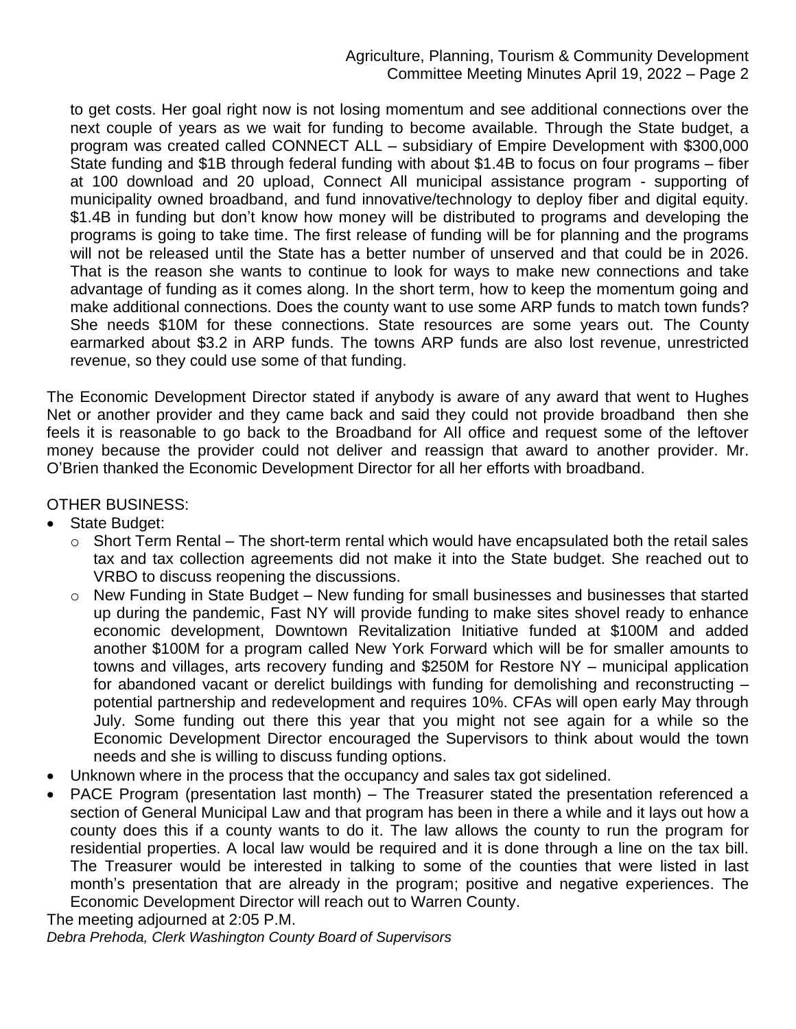to get costs. Her goal right now is not losing momentum and see additional connections over the next couple of years as we wait for funding to become available. Through the State budget, a program was created called CONNECT ALL – subsidiary of Empire Development with $300,000 State funding and $1B through federal funding with about $1.4B to focus on four programs – fiber at 100 download and 20 upload, Connect All municipal assistance program - supporting of municipality owned broadband, and fund innovative/technology to deploy fiber and digital equity. $1.4B in funding but don't know how money will be distributed to programs and developing the programs is going to take time. The first release of funding will be for planning and the programs will not be released until the State has a better number of unserved and that could be in 2026. That is the reason she wants to continue to look for ways to make new connections and take advantage of funding as it comes along. In the short term, how to keep the momentum going and make additional connections. Does the county want to use some ARP funds to match town funds? She needs $10M for these connections. State resources are some years out. The County earmarked about $3.2 in ARP funds. The towns ARP funds are also lost revenue, unrestricted revenue, so they could use some of that funding.

The Economic Development Director stated if anybody is aware of any award that went to Hughes Net or another provider and they came back and said they could not provide broadband then she feels it is reasonable to go back to the Broadband for All office and request some of the leftover money because the provider could not deliver and reassign that award to another provider. Mr. O'Brien thanked the Economic Development Director for all her efforts with broadband.

OTHER BUSINESS:

- State Budget:
  - Short Term Rental – The short-term rental which would have encapsulated both the retail sales tax and tax collection agreements did not make it into the State budget. She reached out to VRBO to discuss reopening the discussions.
  - New Funding in State Budget – New funding for small businesses and businesses that started up during the pandemic, Fast NY will provide funding to make sites shovel ready to enhance economic development, Downtown Revitalization Initiative funded at $100M and added another $100M for a program called New York Forward which will be for smaller amounts to towns and villages, arts recovery funding and $250M for Restore NY – municipal application for abandoned vacant or derelict buildings with funding for demolishing and reconstructing – potential partnership and redevelopment and requires 10%. CFAs will open early May through July. Some funding out there this year that you might not see again for a while so the Economic Development Director encouraged the Supervisors to think about would the town needs and she is willing to discuss funding options.
- Unknown where in the process that the occupancy and sales tax got sidelined.
- PACE Program (presentation last month) – The Treasurer stated the presentation referenced a section of General Municipal Law and that program has been in there a while and it lays out how a county does this if a county wants to do it. The law allows the county to run the program for residential properties. A local law would be required and it is done through a line on the tax bill. The Treasurer would be interested in talking to some of the counties that were listed in last month's presentation that are already in the program; positive and negative experiences. The Economic Development Director will reach out to Warren County.

The meeting adjourned at 2:05 P.M.

*Debra Prehoda, Clerk Washington County Board of Supervisors*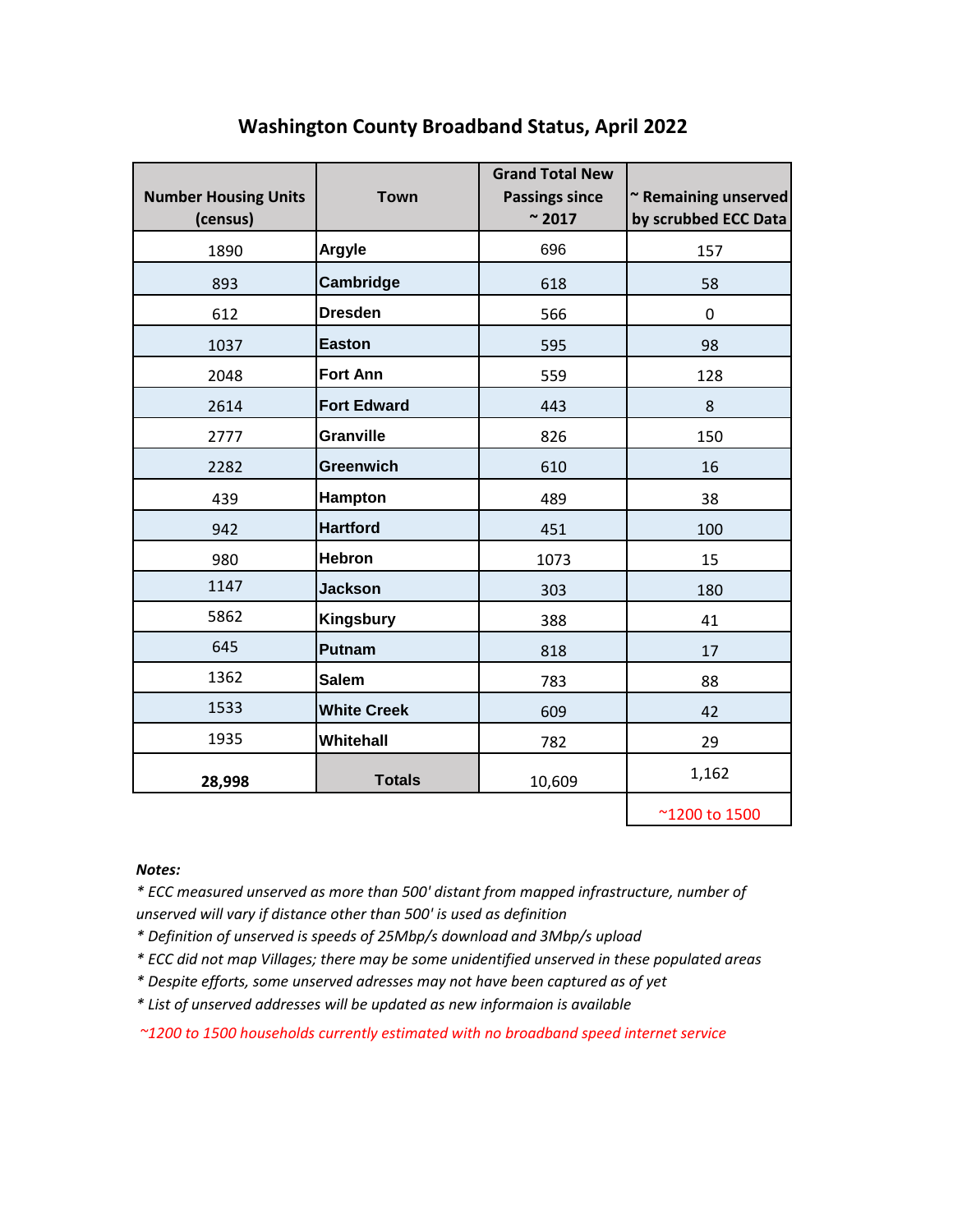# Washington County Broadband Status, April 2022

| Number Housing Units (census) | Town | Grand Total New Passings since ~ 2017 | ~ Remaining unserved by scrubbed ECC Data |
|---|---|---|---|
| 1890 | **Argyle** | 696 | 157 |
| 893 | **Cambridge** | 618 | 58 |
| 612 | **Dresden** | 566 | 0 |
| 1037 | **Easton** | 595 | 98 |
| 2048 | **Fort Ann** | 559 | 128 |
| 2614 | **Fort Edward** | 443 | 8 |
| 2777 | **Granville** | 826 | 150 |
| 2282 | **Greenwich** | 610 | 16 |
| 439 | **Hampton** | 489 | 38 |
| 942 | **Hartford** | 451 | 100 |
| 980 | **Hebron** | 1073 | 15 |
| 1147 | **Jackson** | 303 | 180 |
| 5862 | **Kingsbury** | 388 | 41 |
| 645 | **Putnam** | 818 | 17 |
| 1362 | **Salem** | 783 | 88 |
| 1533 | **White Creek** | 609 | 42 |
| 1935 | **Whitehall** | 782 | 29 |
| **28,998** | **Totals** | 10,609 | 1,162 |
| | | | ~1200 to 1500 |

***Notes:***

*\* ECC measured unserved as more than 500' distant from mapped infrastructure, number of unserved will vary if distance other than 500' is used as definition*

*\* Definition of unserved is speeds of 25Mbp/s download and 3Mbp/s upload*

*\* ECC did not map Villages; there may be some unidentified unserved in these populated areas*

*\* Despite efforts, some unserved adresses may not have been captured as of yet*

*\* List of unserved addresses will be updated as new informaion is available*

*~1200 to 1500 households currently estimated with no broadband speed internet service*